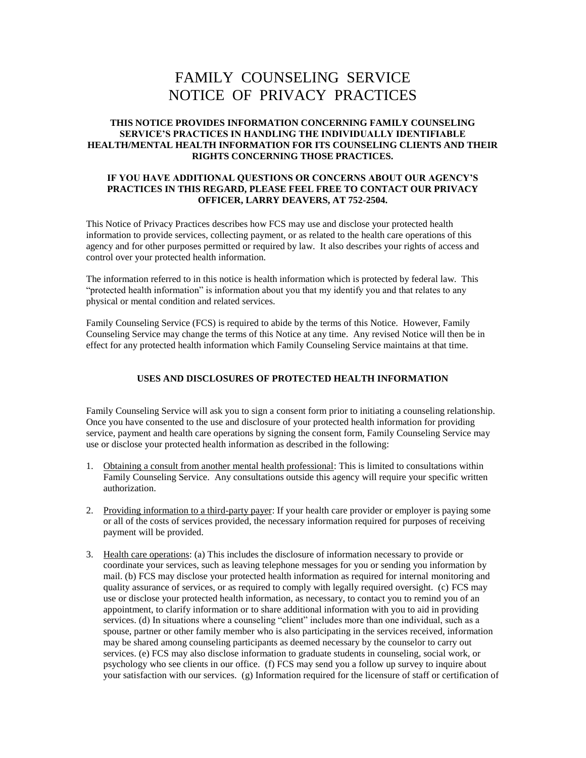# FAMILY COUNSELING SERVICE
# NOTICE OF PRIVACY PRACTICES

**THIS NOTICE PROVIDES INFORMATION CONCERNING FAMILY COUNSELING SERVICE'S PRACTICES IN HANDLING THE INDIVIDUALLY IDENTIFIABLE HEALTH/MENTAL HEALTH INFORMATION FOR ITS COUNSELING CLIENTS AND THEIR RIGHTS CONCERNING THOSE PRACTICES.**

**IF YOU HAVE ADDITIONAL QUESTIONS OR CONCERNS ABOUT OUR AGENCY'S PRACTICES IN THIS REGARD, PLEASE FEEL FREE TO CONTACT OUR PRIVACY OFFICER, LARRY DEAVERS, AT 752-2504.**

This Notice of Privacy Practices describes how FCS may use and disclose your protected health information to provide services, collecting payment, or as related to the health care operations of this agency and for other purposes permitted or required by law. It also describes your rights of access and control over your protected health information.

The information referred to in this notice is health information which is protected by federal law. This "protected health information" is information about you that my identify you and that relates to any physical or mental condition and related services.

Family Counseling Service (FCS) is required to abide by the terms of this Notice. However, Family Counseling Service may change the terms of this Notice at any time. Any revised Notice will then be in effect for any protected health information which Family Counseling Service maintains at that time.

## USES AND DISCLOSURES OF PROTECTED HEALTH INFORMATION

Family Counseling Service will ask you to sign a consent form prior to initiating a counseling relationship. Once you have consented to the use and disclosure of your protected health information for providing service, payment and health care operations by signing the consent form, Family Counseling Service may use or disclose your protected health information as described in the following:

1. Obtaining a consult from another mental health professional: This is limited to consultations within Family Counseling Service. Any consultations outside this agency will require your specific written authorization.

2. Providing information to a third-party payer: If your health care provider or employer is paying some or all of the costs of services provided, the necessary information required for purposes of receiving payment will be provided.

3. Health care operations: (a) This includes the disclosure of information necessary to provide or coordinate your services, such as leaving telephone messages for you or sending you information by mail. (b) FCS may disclose your protected health information as required for internal monitoring and quality assurance of services, or as required to comply with legally required oversight. (c) FCS may use or disclose your protected health information, as necessary, to contact you to remind you of an appointment, to clarify information or to share additional information with you to aid in providing services. (d) In situations where a counseling "client" includes more than one individual, such as a spouse, partner or other family member who is also participating in the services received, information may be shared among counseling participants as deemed necessary by the counselor to carry out services. (e) FCS may also disclose information to graduate students in counseling, social work, or psychology who see clients in our office. (f) FCS may send you a follow up survey to inquire about your satisfaction with our services. (g) Information required for the licensure of staff or certification of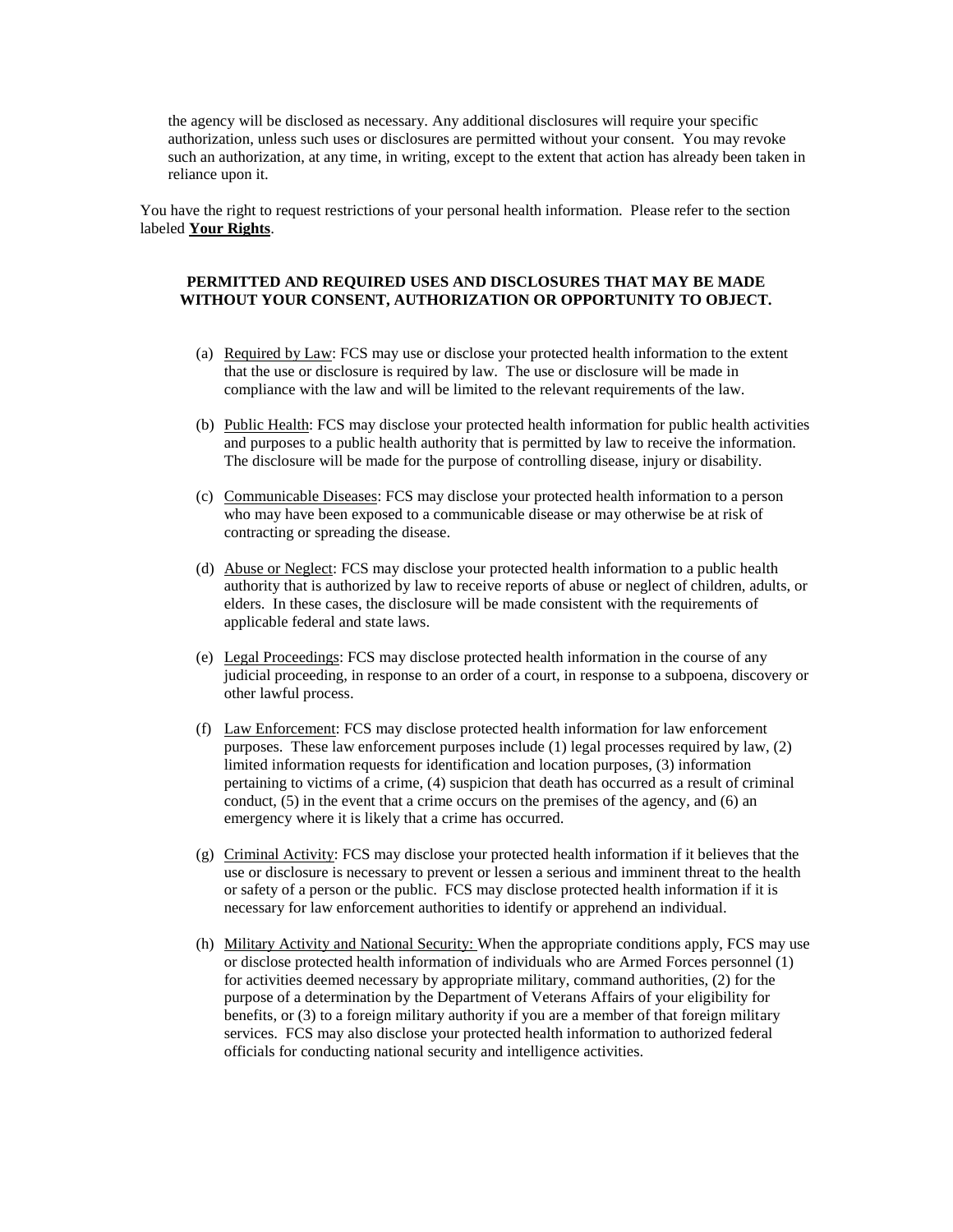the agency will be disclosed as necessary. Any additional disclosures will require your specific authorization, unless such uses or disclosures are permitted without your consent. You may revoke such an authorization, at any time, in writing, except to the extent that action has already been taken in reliance upon it.

You have the right to request restrictions of your personal health information. Please refer to the section labeled **Your Rights**.

**PERMITTED AND REQUIRED USES AND DISCLOSURES THAT MAY BE MADE WITHOUT YOUR CONSENT, AUTHORIZATION OR OPPORTUNITY TO OBJECT.**

(a) Required by Law: FCS may use or disclose your protected health information to the extent that the use or disclosure is required by law. The use or disclosure will be made in compliance with the law and will be limited to the relevant requirements of the law.

(b) Public Health: FCS may disclose your protected health information for public health activities and purposes to a public health authority that is permitted by law to receive the information. The disclosure will be made for the purpose of controlling disease, injury or disability.

(c) Communicable Diseases: FCS may disclose your protected health information to a person who may have been exposed to a communicable disease or may otherwise be at risk of contracting or spreading the disease.

(d) Abuse or Neglect: FCS may disclose your protected health information to a public health authority that is authorized by law to receive reports of abuse or neglect of children, adults, or elders. In these cases, the disclosure will be made consistent with the requirements of applicable federal and state laws.

(e) Legal Proceedings: FCS may disclose protected health information in the course of any judicial proceeding, in response to an order of a court, in response to a subpoena, discovery or other lawful process.

(f) Law Enforcement: FCS may disclose protected health information for law enforcement purposes. These law enforcement purposes include (1) legal processes required by law, (2) limited information requests for identification and location purposes, (3) information pertaining to victims of a crime, (4) suspicion that death has occurred as a result of criminal conduct, (5) in the event that a crime occurs on the premises of the agency, and (6) an emergency where it is likely that a crime has occurred.

(g) Criminal Activity: FCS may disclose your protected health information if it believes that the use or disclosure is necessary to prevent or lessen a serious and imminent threat to the health or safety of a person or the public. FCS may disclose protected health information if it is necessary for law enforcement authorities to identify or apprehend an individual.

(h) Military Activity and National Security: When the appropriate conditions apply, FCS may use or disclose protected health information of individuals who are Armed Forces personnel (1) for activities deemed necessary by appropriate military, command authorities, (2) for the purpose of a determination by the Department of Veterans Affairs of your eligibility for benefits, or (3) to a foreign military authority if you are a member of that foreign military services. FCS may also disclose your protected health information to authorized federal officials for conducting national security and intelligence activities.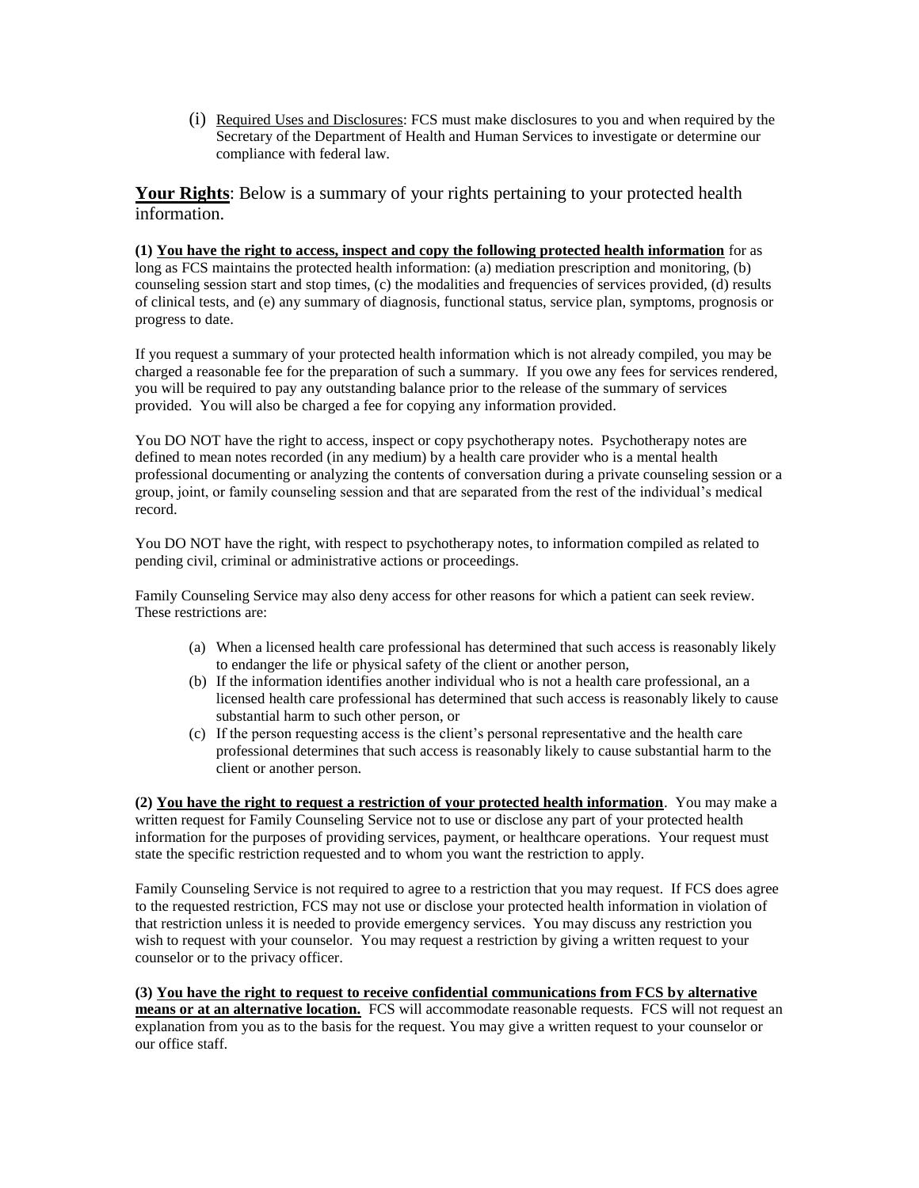(i) Required Uses and Disclosures: FCS must make disclosures to you and when required by the Secretary of the Department of Health and Human Services to investigate or determine our compliance with federal law.

## **Your Rights**: Below is a summary of your rights pertaining to your protected health information.

**(1) You have the right to access, inspect and copy the following protected health information** for as long as FCS maintains the protected health information: (a) mediation prescription and monitoring, (b) counseling session start and stop times, (c) the modalities and frequencies of services provided, (d) results of clinical tests, and (e) any summary of diagnosis, functional status, service plan, symptoms, prognosis or progress to date.

If you request a summary of your protected health information which is not already compiled, you may be charged a reasonable fee for the preparation of such a summary. If you owe any fees for services rendered, you will be required to pay any outstanding balance prior to the release of the summary of services provided. You will also be charged a fee for copying any information provided.

You DO NOT have the right to access, inspect or copy psychotherapy notes. Psychotherapy notes are defined to mean notes recorded (in any medium) by a health care provider who is a mental health professional documenting or analyzing the contents of conversation during a private counseling session or a group, joint, or family counseling session and that are separated from the rest of the individual's medical record.

You DO NOT have the right, with respect to psychotherapy notes, to information compiled as related to pending civil, criminal or administrative actions or proceedings.

Family Counseling Service may also deny access for other reasons for which a patient can seek review. These restrictions are:

(a) When a licensed health care professional has determined that such access is reasonably likely to endanger the life or physical safety of the client or another person,
(b) If the information identifies another individual who is not a health care professional, an a licensed health care professional has determined that such access is reasonably likely to cause substantial harm to such other person, or
(c) If the person requesting access is the client's personal representative and the health care professional determines that such access is reasonably likely to cause substantial harm to the client or another person.

**(2) You have the right to request a restriction of your protected health information**. You may make a written request for Family Counseling Service not to use or disclose any part of your protected health information for the purposes of providing services, payment, or healthcare operations. Your request must state the specific restriction requested and to whom you want the restriction to apply.

Family Counseling Service is not required to agree to a restriction that you may request. If FCS does agree to the requested restriction, FCS may not use or disclose your protected health information in violation of that restriction unless it is needed to provide emergency services. You may discuss any restriction you wish to request with your counselor. You may request a restriction by giving a written request to your counselor or to the privacy officer.

**(3) You have the right to request to receive confidential communications from FCS by alternative means or at an alternative location.** FCS will accommodate reasonable requests. FCS will not request an explanation from you as to the basis for the request. You may give a written request to your counselor or our office staff.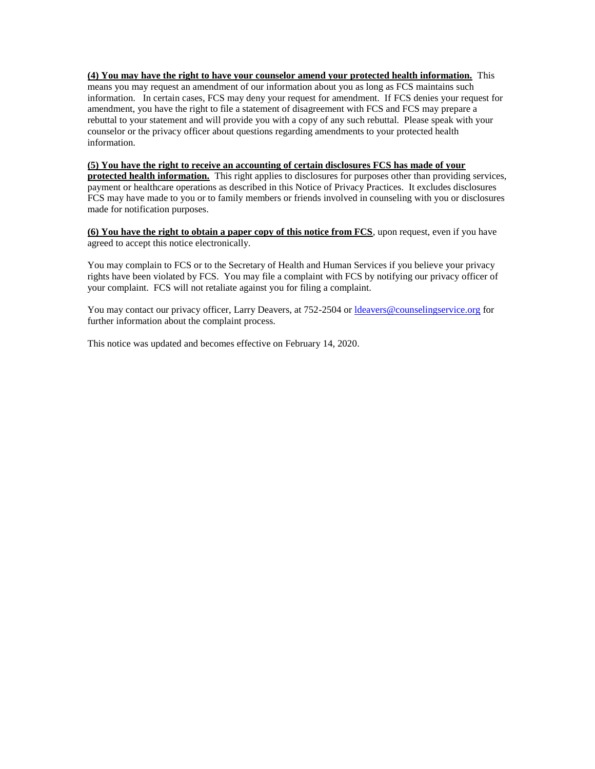**(4) You may have the right to have your counselor amend your protected health information.** This means you may request an amendment of our information about you as long as FCS maintains such information. In certain cases, FCS may deny your request for amendment. If FCS denies your request for amendment, you have the right to file a statement of disagreement with FCS and FCS may prepare a rebuttal to your statement and will provide you with a copy of any such rebuttal. Please speak with your counselor or the privacy officer about questions regarding amendments to your protected health information.

**(5) You have the right to receive an accounting of certain disclosures FCS has made of your protected health information.** This right applies to disclosures for purposes other than providing services, payment or healthcare operations as described in this Notice of Privacy Practices. It excludes disclosures FCS may have made to you or to family members or friends involved in counseling with you or disclosures made for notification purposes.

**(6) You have the right to obtain a paper copy of this notice from FCS**, upon request, even if you have agreed to accept this notice electronically.

You may complain to FCS or to the Secretary of Health and Human Services if you believe your privacy rights have been violated by FCS. You may file a complaint with FCS by notifying our privacy officer of your complaint. FCS will not retaliate against you for filing a complaint.

You may contact our privacy officer, Larry Deavers, at 752-2504 or ldeavers@counselingservice.org for further information about the complaint process.

This notice was updated and becomes effective on February 14, 2020.